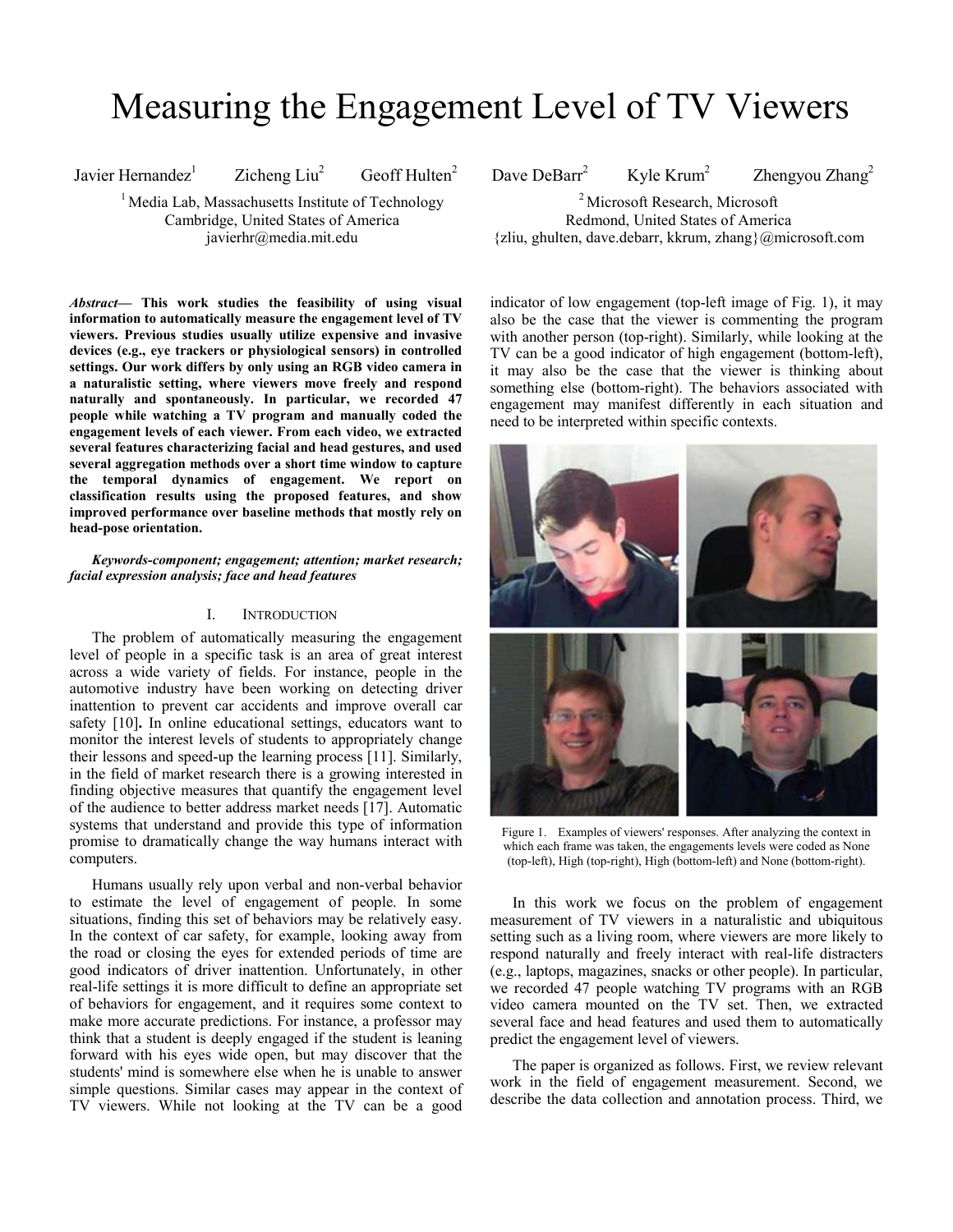# Measuring the Engagement Level of TV Viewers

Javier Hernandez[1] Zicheng Liu[2] Geoff Hulten[2] Dave DeBarr[2] Kyle Krum[2] Zhengyou Zhang[2]

[1] Media Lab, Massachusetts Institute of Technology
Cambridge, United States of America
javierhr@media.mit.edu

[2] Microsoft Research, Microsoft
Redmond, United States of America
{zliu, ghulten, dave.debarr, kkrum, zhang}@microsoft.com

***Abstract*— This work studies the feasibility of using visual information to automatically measure the engagement level of TV viewers. Previous studies usually utilize expensive and invasive devices (e.g., eye trackers or physiological sensors) in controlled settings. Our work differs by only using an RGB video camera in a naturalistic setting, where viewers move freely and respond naturally and spontaneously. In particular, we recorded 47 people while watching a TV program and manually coded the engagement levels of each viewer. From each video, we extracted several features characterizing facial and head gestures, and used several aggregation methods over a short time window to capture the temporal dynamics of engagement. We report on classification results using the proposed features, and show improved performance over baseline methods that mostly rely on head-pose orientation.**

***Keywords-component; engagement; attention; market research; facial expression analysis; face and head features***

## I. Introduction

The problem of automatically measuring the engagement level of people in a specific task is an area of great interest across a wide variety of fields. For instance, people in the automotive industry have been working on detecting driver inattention to prevent car accidents and improve overall car safety [10]**.** In online educational settings, educators want to monitor the interest levels of students to appropriately change their lessons and speed-up the learning process [11]. Similarly, in the field of market research there is a growing interested in finding objective measures that quantify the engagement level of the audience to better address market needs [17]. Automatic systems that understand and provide this type of information promise to dramatically change the way humans interact with computers.

Humans usually rely upon verbal and non-verbal behavior to estimate the level of engagement of people. In some situations, finding this set of behaviors may be relatively easy. In the context of car safety, for example, looking away from the road or closing the eyes for extended periods of time are good indicators of driver inattention. Unfortunately, in other real-life settings it is more difficult to define an appropriate set of behaviors for engagement, and it requires some context to make more accurate predictions. For instance, a professor may think that a student is deeply engaged if the student is leaning forward with his eyes wide open, but may discover that the students' mind is somewhere else when he is unable to answer simple questions. Similar cases may appear in the context of TV viewers. While not looking at the TV can be a good indicator of low engagement (top-left image of Fig. 1), it may also be the case that the viewer is commenting the program with another person (top-right). Similarly, while looking at the TV can be a good indicator of high engagement (bottom-left), it may also be the case that the viewer is thinking about something else (bottom-right). The behaviors associated with engagement may manifest differently in each situation and need to be interpreted within specific contexts.

Figure 1. Examples of viewers' responses. After analyzing the context in which each frame was taken, the engagements levels were coded as None (top-left), High (top-right), High (bottom-left) and None (bottom-right).

In this work we focus on the problem of engagement measurement of TV viewers in a naturalistic and ubiquitous setting such as a living room, where viewers are more likely to respond naturally and freely interact with real-life distracters (e.g., laptops, magazines, snacks or other people). In particular, we recorded 47 people watching TV programs with an RGB video camera mounted on the TV set. Then, we extracted several face and head features and used them to automatically predict the engagement level of viewers.

The paper is organized as follows. First, we review relevant work in the field of engagement measurement. Second, we describe the data collection and annotation process. Third, we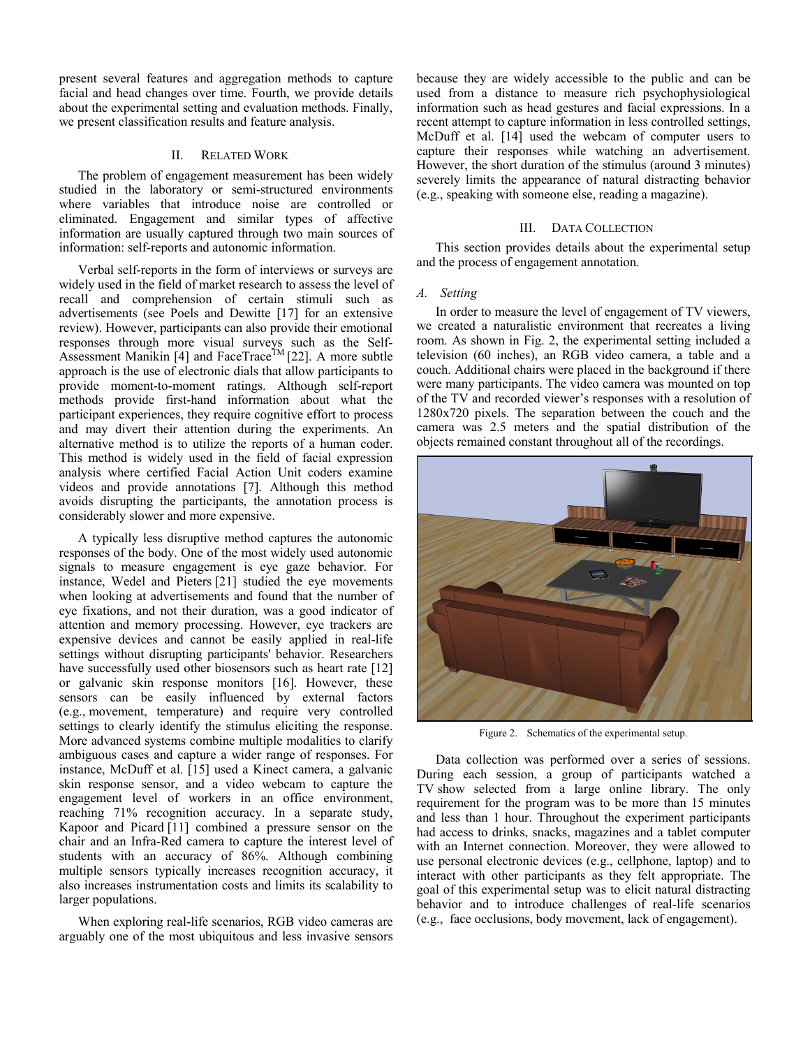present several features and aggregation methods to capture facial and head changes over time. Fourth, we provide details about the experimental setting and evaluation methods. Finally, we present classification results and feature analysis.

## II. Related Work

The problem of engagement measurement has been widely studied in the laboratory or semi-structured environments where variables that introduce noise are controlled or eliminated. Engagement and similar types of affective information are usually captured through two main sources of information: self-reports and autonomic information.

Verbal self-reports in the form of interviews or surveys are widely used in the field of market research to assess the level of recall and comprehension of certain stimuli such as advertisements (see Poels and Dewitte [17] for an extensive review). However, participants can also provide their emotional responses through more visual surveys such as the Self-Assessment Manikin [4] and FaceTrace™ [22]. A more subtle approach is the use of electronic dials that allow participants to provide moment-to-moment ratings. Although self-report methods provide first-hand information about what the participant experiences, they require cognitive effort to process and may divert their attention during the experiments. An alternative method is to utilize the reports of a human coder. This method is widely used in the field of facial expression analysis where certified Facial Action Unit coders examine videos and provide annotations [7]. Although this method avoids disrupting the participants, the annotation process is considerably slower and more expensive.

A typically less disruptive method captures the autonomic responses of the body. One of the most widely used autonomic signals to measure engagement is eye gaze behavior. For instance, Wedel and Pieters [21] studied the eye movements when looking at advertisements and found that the number of eye fixations, and not their duration, was a good indicator of attention and memory processing. However, eye trackers are expensive devices and cannot be easily applied in real-life settings without disrupting participants' behavior. Researchers have successfully used other biosensors such as heart rate [12] or galvanic skin response monitors [16]. However, these sensors can be easily influenced by external factors (e.g., movement, temperature) and require very controlled settings to clearly identify the stimulus eliciting the response. More advanced systems combine multiple modalities to clarify ambiguous cases and capture a wider range of responses. For instance, McDuff et al. [15] used a Kinect camera, a galvanic skin response sensor, and a video webcam to capture the engagement level of workers in an office environment, reaching 71% recognition accuracy. In a separate study, Kapoor and Picard [11] combined a pressure sensor on the chair and an Infra-Red camera to capture the interest level of students with an accuracy of 86%. Although combining multiple sensors typically increases recognition accuracy, it also increases instrumentation costs and limits its scalability to larger populations.

When exploring real-life scenarios, RGB video cameras are arguably one of the most ubiquitous and less invasive sensors because they are widely accessible to the public and can be used from a distance to measure rich psychophysiological information such as head gestures and facial expressions. In a recent attempt to capture information in less controlled settings, McDuff et al. [14] used the webcam of computer users to capture their responses while watching an advertisement. However, the short duration of the stimulus (around 3 minutes) severely limits the appearance of natural distracting behavior (e.g., speaking with someone else, reading a magazine).

## III. Data Collection

This section provides details about the experimental setup and the process of engagement annotation.

### *A. Setting*

In order to measure the level of engagement of TV viewers, we created a naturalistic environment that recreates a living room. As shown in Fig. 2, the experimental setting included a television (60 inches), an RGB video camera, a table and a couch. Additional chairs were placed in the background if there were many participants. The video camera was mounted on top of the TV and recorded viewer's responses with a resolution of 1280x720 pixels. The separation between the couch and the camera was 2.5 meters and the spatial distribution of the objects remained constant throughout all of the recordings.

Figure 2. Schematics of the experimental setup.

Data collection was performed over a series of sessions. During each session, a group of participants watched a TV show selected from a large online library. The only requirement for the program was to be more than 15 minutes and less than 1 hour. Throughout the experiment participants had access to drinks, snacks, magazines and a tablet computer with an Internet connection. Moreover, they were allowed to use personal electronic devices (e.g., cellphone, laptop) and to interact with other participants as they felt appropriate. The goal of this experimental setup was to elicit natural distracting behavior and to introduce challenges of real-life scenarios (e.g., face occlusions, body movement, lack of engagement).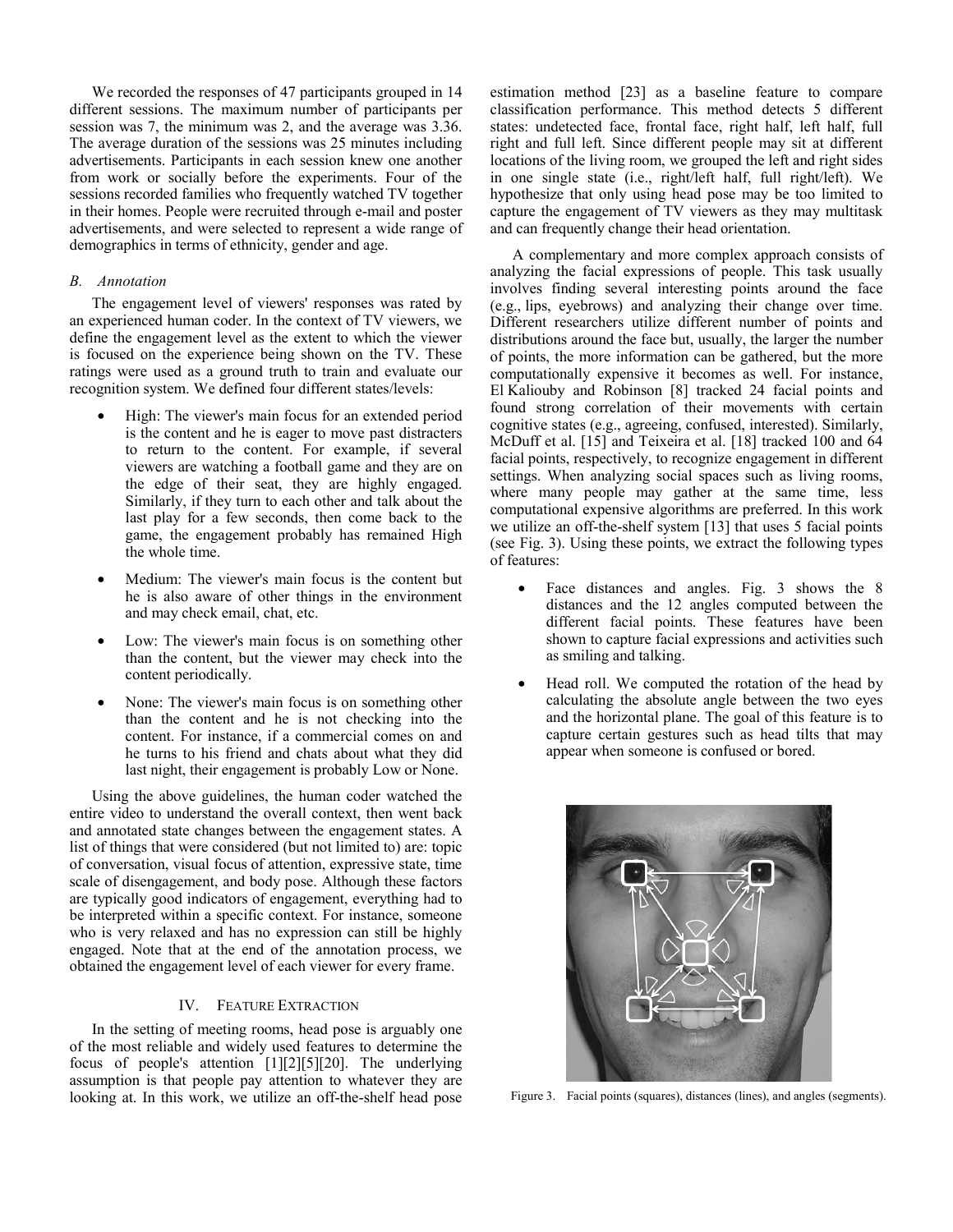We recorded the responses of 47 participants grouped in 14 different sessions. The maximum number of participants per session was 7, the minimum was 2, and the average was 3.36. The average duration of the sessions was 25 minutes including advertisements. Participants in each session knew one another from work or socially before the experiments. Four of the sessions recorded families who frequently watched TV together in their homes. People were recruited through e-mail and poster advertisements, and were selected to represent a wide range of demographics in terms of ethnicity, gender and age.

### *B. Annotation*

The engagement level of viewers' responses was rated by an experienced human coder. In the context of TV viewers, we define the engagement level as the extent to which the viewer is focused on the experience being shown on the TV. These ratings were used as a ground truth to train and evaluate our recognition system. We defined four different states/levels:

- High: The viewer's main focus for an extended period is the content and he is eager to move past distracters to return to the content. For example, if several viewers are watching a football game and they are on the edge of their seat, they are highly engaged. Similarly, if they turn to each other and talk about the last play for a few seconds, then come back to the game, the engagement probably has remained High the whole time.
- Medium: The viewer's main focus is the content but he is also aware of other things in the environment and may check email, chat, etc.
- Low: The viewer's main focus is on something other than the content, but the viewer may check into the content periodically.
- None: The viewer's main focus is on something other than the content and he is not checking into the content. For instance, if a commercial comes on and he turns to his friend and chats about what they did last night, their engagement is probably Low or None.

Using the above guidelines, the human coder watched the entire video to understand the overall context, then went back and annotated state changes between the engagement states. A list of things that were considered (but not limited to) are: topic of conversation, visual focus of attention, expressive state, time scale of disengagement, and body pose. Although these factors are typically good indicators of engagement, everything had to be interpreted within a specific context. For instance, someone who is very relaxed and has no expression can still be highly engaged. Note that at the end of the annotation process, we obtained the engagement level of each viewer for every frame.

## IV. Feature Extraction

In the setting of meeting rooms, head pose is arguably one of the most reliable and widely used features to determine the focus of people's attention [1][2][5][20]. The underlying assumption is that people pay attention to whatever they are looking at. In this work, we utilize an off-the-shelf head pose estimation method [23] as a baseline feature to compare classification performance. This method detects 5 different states: undetected face, frontal face, right half, left half, full right and full left. Since different people may sit at different locations of the living room, we grouped the left and right sides in one single state (i.e., right/left half, full right/left). We hypothesize that only using head pose may be too limited to capture the engagement of TV viewers as they may multitask and can frequently change their head orientation.

A complementary and more complex approach consists of analyzing the facial expressions of people. This task usually involves finding several interesting points around the face (e.g., lips, eyebrows) and analyzing their change over time. Different researchers utilize different number of points and distributions around the face but, usually, the larger the number of points, the more information can be gathered, but the more computationally expensive it becomes as well. For instance, El Kaliouby and Robinson [8] tracked 24 facial points and found strong correlation of their movements with certain cognitive states (e.g., agreeing, confused, interested). Similarly, McDuff et al. [15] and Teixeira et al. [18] tracked 100 and 64 facial points, respectively, to recognize engagement in different settings. When analyzing social spaces such as living rooms, where many people may gather at the same time, less computational expensive algorithms are preferred. In this work we utilize an off-the-shelf system [13] that uses 5 facial points (see Fig. 3). Using these points, we extract the following types of features:

- Face distances and angles. Fig. 3 shows the 8 distances and the 12 angles computed between the different facial points. These features have been shown to capture facial expressions and activities such as smiling and talking.
- Head roll. We computed the rotation of the head by calculating the absolute angle between the two eyes and the horizontal plane. The goal of this feature is to capture certain gestures such as head tilts that may appear when someone is confused or bored.

Figure 3. Facial points (squares), distances (lines), and angles (segments).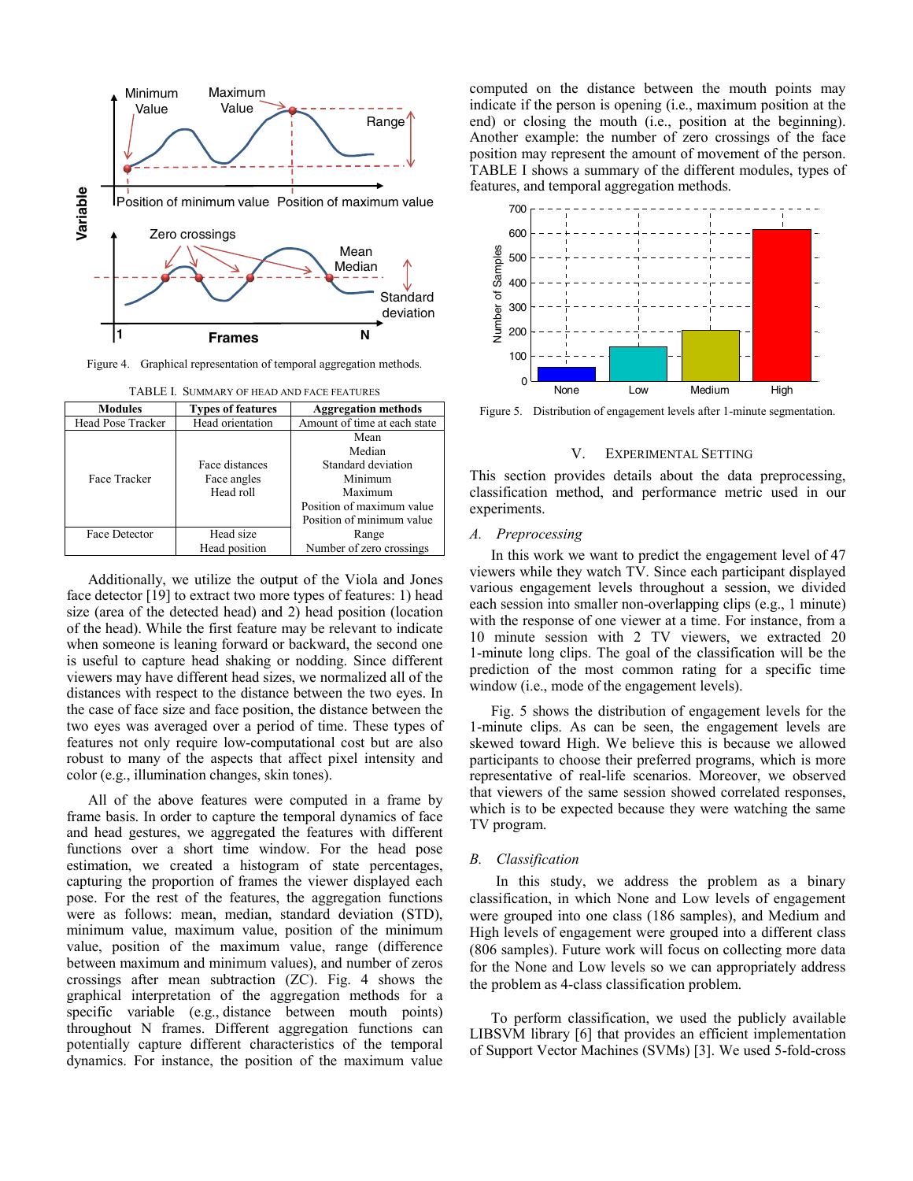Figure 4. Graphical representation of temporal aggregation methods.

TABLE I. SUMMARY OF HEAD AND FACE FEATURES

| Modules | Types of features | Aggregation methods |
|---|---|---|
| Head Pose Tracker | Head orientation | Amount of time at each state |
| Face Tracker | Face distances<br>Face angles<br>Head roll | Mean<br>Median<br>Standard deviation<br>Minimum<br>Maximum<br>Position of maximum value<br>Position of minimum value |
| Face Detector | Head size<br>Head position | Range<br>Number of zero crossings |

Additionally, we utilize the output of the Viola and Jones face detector [19] to extract two more types of features: 1) head size (area of the detected head) and 2) head position (location of the head). While the first feature may be relevant to indicate when someone is leaning forward or backward, the second one is useful to capture head shaking or nodding. Since different viewers may have different head sizes, we normalized all of the distances with respect to the distance between the two eyes. In the case of face size and face position, the distance between the two eyes was averaged over a period of time. These types of features not only require low-computational cost but are also robust to many of the aspects that affect pixel intensity and color (e.g., illumination changes, skin tones).

All of the above features were computed in a frame by frame basis. In order to capture the temporal dynamics of face and head gestures, we aggregated the features with different functions over a short time window. For the head pose estimation, we created a histogram of state percentages, capturing the proportion of frames the viewer displayed each pose. For the rest of the features, the aggregation functions were as follows: mean, median, standard deviation (STD), minimum value, maximum value, position of the minimum value, position of the maximum value, range (difference between maximum and minimum values), and number of zeros crossings after mean subtraction (ZC). Fig. 4 shows the graphical interpretation of the aggregation methods for a specific variable (e.g., distance between mouth points) throughout N frames. Different aggregation functions can potentially capture different characteristics of the temporal dynamics. For instance, the position of the maximum value computed on the distance between the mouth points may indicate if the person is opening (i.e., maximum position at the end) or closing the mouth (i.e., position at the beginning). Another example: the number of zero crossings of the face position may represent the amount of movement of the person. TABLE I shows a summary of the different modules, types of features, and temporal aggregation methods.

Figure 5. Distribution of engagement levels after 1-minute segmentation.

## V. EXPERIMENTAL SETTING

This section provides details about the data preprocessing, classification method, and performance metric used in our experiments.

### *A. Preprocessing*

In this work we want to predict the engagement level of 47 viewers while they watch TV. Since each participant displayed various engagement levels throughout a session, we divided each session into smaller non-overlapping clips (e.g., 1 minute) with the response of one viewer at a time. For instance, from a 10 minute session with 2 TV viewers, we extracted 20 1-minute long clips. The goal of the classification will be the prediction of the most common rating for a specific time window (i.e., mode of the engagement levels).

Fig. 5 shows the distribution of engagement levels for the 1-minute clips. As can be seen, the engagement levels are skewed toward High. We believe this is because we allowed participants to choose their preferred programs, which is more representative of real-life scenarios. Moreover, we observed that viewers of the same session showed correlated responses, which is to be expected because they were watching the same TV program.

### *B. Classification*

In this study, we address the problem as a binary classification, in which None and Low levels of engagement were grouped into one class (186 samples), and Medium and High levels of engagement were grouped into a different class (806 samples). Future work will focus on collecting more data for the None and Low levels so we can appropriately address the problem as 4-class classification problem.

To perform classification, we used the publicly available LIBSVM library [6] that provides an efficient implementation of Support Vector Machines (SVMs) [3]. We used 5-fold-cross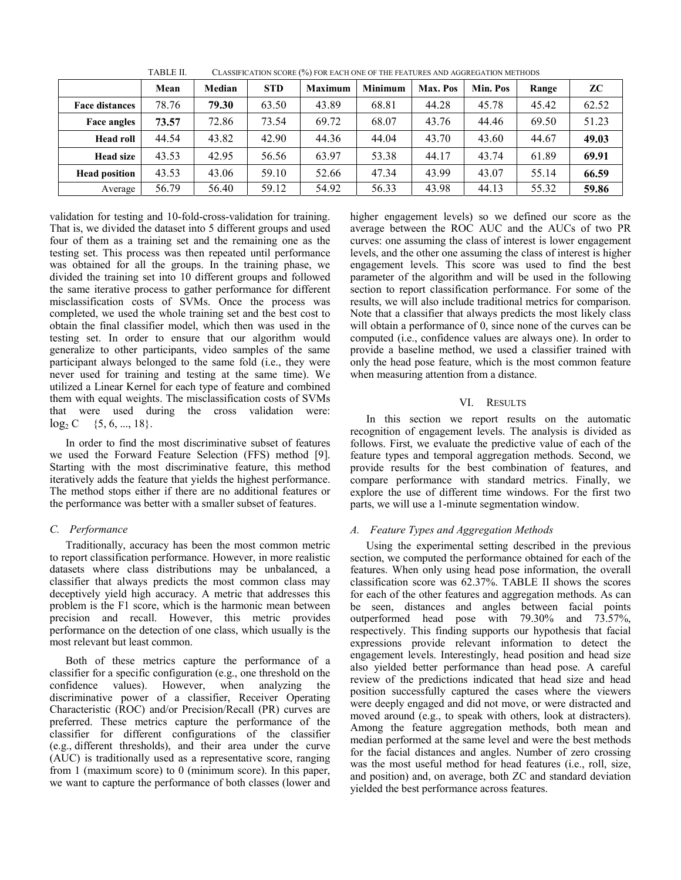TABLE II. CLASSIFICATION SCORE (%) FOR EACH ONE OF THE FEATURES AND AGGREGATION METHODS

| | Mean | Median | STD | Maximum | Minimum | Max. Pos | Min. Pos | Range | ZC |
|---|---|---|---|---|---|---|---|---|---|
| **Face distances** | 78.76 | **79.30** | 63.50 | 43.89 | 68.81 | 44.28 | 45.78 | 45.42 | 62.52 |
| **Face angles** | **73.57** | 72.86 | 73.54 | 69.72 | 68.07 | 43.76 | 44.46 | 69.50 | 51.23 |
| **Head roll** | 44.54 | 43.82 | 42.90 | 44.36 | 44.04 | 43.70 | 43.60 | 44.67 | **49.03** |
| **Head size** | 43.53 | 42.95 | 56.56 | 63.97 | 53.38 | 44.17 | 43.74 | 61.89 | **69.91** |
| **Head position** | 43.53 | 43.06 | 59.10 | 52.66 | 47.34 | 43.99 | 43.07 | 55.14 | **66.59** |
| Average | 56.79 | 56.40 | 59.12 | 54.92 | 56.33 | 43.98 | 44.13 | 55.32 | **59.86** |

validation for testing and 10-fold-cross-validation for training. That is, we divided the dataset into 5 different groups and used four of them as a training set and the remaining one as the testing set. This process was then repeated until performance was obtained for all the groups. In the training phase, we divided the training set into 10 different groups and followed the same iterative process to gather performance for different misclassification costs of SVMs. Once the process was completed, we used the whole training set and the best cost to obtain the final classifier model, which then was used in the testing set. In order to ensure that our algorithm would generalize to other participants, video samples of the same participant always belonged to the same fold (i.e., they were never used for training and testing at the same time). We utilized a Linear Kernel for each type of feature and combined them with equal weights. The misclassification costs of SVMs that were used during the cross validation were: $\log_2 C \in \{5, 6, ..., 18\}$.

In order to find the most discriminative subset of features we used the Forward Feature Selection (FFS) method [9]. Starting with the most discriminative feature, this method iteratively adds the feature that yields the highest performance. The method stops either if there are no additional features or the performance was better with a smaller subset of features.

### C. Performance

Traditionally, accuracy has been the most common metric to report classification performance. However, in more realistic datasets where class distributions may be unbalanced, a classifier that always predicts the most common class may deceptively yield high accuracy. A metric that addresses this problem is the F1 score, which is the harmonic mean between precision and recall. However, this metric provides performance on the detection of one class, which usually is the most relevant but least common.

Both of these metrics capture the performance of a classifier for a specific configuration (e.g., one threshold on the confidence values). However, when analyzing the discriminative power of a classifier, Receiver Operating Characteristic (ROC) and/or Precision/Recall (PR) curves are preferred. These metrics capture the performance of the classifier for different configurations of the classifier (e.g., different thresholds), and their area under the curve (AUC) is traditionally used as a representative score, ranging from 1 (maximum score) to 0 (minimum score). In this paper, we want to capture the performance of both classes (lower and higher engagement levels) so we defined our score as the average between the ROC AUC and the AUCs of two PR curves: one assuming the class of interest is lower engagement levels, and the other one assuming the class of interest is higher engagement levels. This score was used to find the best parameter of the algorithm and will be used in the following section to report classification performance. For some of the results, we will also include traditional metrics for comparison. Note that a classifier that always predicts the most likely class will obtain a performance of 0, since none of the curves can be computed (i.e., confidence values are always one). In order to provide a baseline method, we used a classifier trained with only the head pose feature, which is the most common feature when measuring attention from a distance.

## VI. RESULTS

In this section we report results on the automatic recognition of engagement levels. The analysis is divided as follows. First, we evaluate the predictive value of each of the feature types and temporal aggregation methods. Second, we provide results for the best combination of features, and compare performance with standard metrics. Finally, we explore the use of different time windows. For the first two parts, we will use a 1-minute segmentation window.

### A. Feature Types and Aggregation Methods

Using the experimental setting described in the previous section, we computed the performance obtained for each of the features. When only using head pose information, the overall classification score was 62.37%. TABLE II shows the scores for each of the other features and aggregation methods. As can be seen, distances and angles between facial points outperformed head pose with 79.30% and 73.57%, respectively. This finding supports our hypothesis that facial expressions provide relevant information to detect the engagement levels. Interestingly, head position and head size also yielded better performance than head pose. A careful review of the predictions indicated that head size and head position successfully captured the cases where the viewers were deeply engaged and did not move, or were distracted and moved around (e.g., to speak with others, look at distracters). Among the feature aggregation methods, both mean and median performed at the same level and were the best methods for the facial distances and angles. Number of zero crossing was the most useful method for head features (i.e., roll, size, and position) and, on average, both ZC and standard deviation yielded the best performance across features.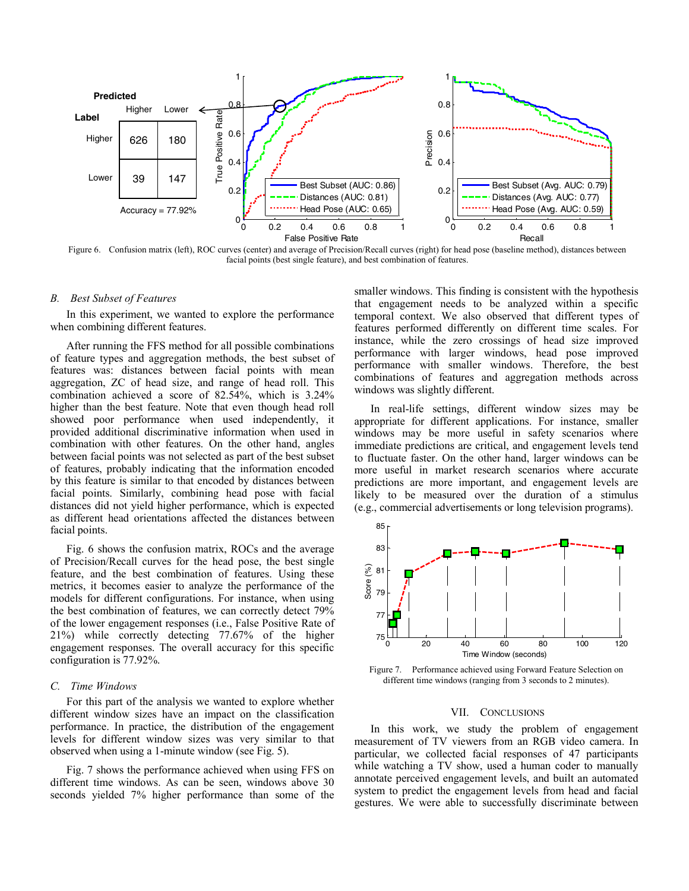| Label \ Predicted | Higher | Lower |
|---|---|---|
| Higher | 626 | 180 |
| Lower | 39 | 147 |

Accuracy = 77.92%

Figure 6. Confusion matrix (left), ROC curves (center) and average of Precision/Recall curves (right) for head pose (baseline method), distances between facial points (best single feature), and best combination of features.

### B. *Best Subset of Features*

In this experiment, we wanted to explore the performance when combining different features.

After running the FFS method for all possible combinations of feature types and aggregation methods, the best subset of features was: distances between facial points with mean aggregation, ZC of head size, and range of head roll. This combination achieved a score of 82.54%, which is 3.24% higher than the best feature. Note that even though head roll showed poor performance when used independently, it provided additional discriminative information when used in combination with other features. On the other hand, angles between facial points was not selected as part of the best subset of features, probably indicating that the information encoded by this feature is similar to that encoded by distances between facial points. Similarly, combining head pose with facial distances did not yield higher performance, which is expected as different head orientations affected the distances between facial points.

Fig. 6 shows the confusion matrix, ROCs and the average of Precision/Recall curves for the head pose, the best single feature, and the best combination of features. Using these metrics, it becomes easier to analyze the performance of the models for different configurations. For instance, when using the best combination of features, we can correctly detect 79% of the lower engagement responses (i.e., False Positive Rate of 21%) while correctly detecting 77.67% of the higher engagement responses. The overall accuracy for this specific configuration is 77.92%.

### C. *Time Windows*

For this part of the analysis we wanted to explore whether different window sizes have an impact on the classification performance. In practice, the distribution of the engagement levels for different window sizes was very similar to that observed when using a 1-minute window (see Fig. 5).

Fig. 7 shows the performance achieved when using FFS on different time windows. As can be seen, windows above 30 seconds yielded 7% higher performance than some of the smaller windows. This finding is consistent with the hypothesis that engagement needs to be analyzed within a specific temporal context. We also observed that different types of features performed differently on different time scales. For instance, while the zero crossings of head size improved performance with larger windows, head pose improved performance with smaller windows. Therefore, the best combinations of features and aggregation methods across windows was slightly different.

In real-life settings, different window sizes may be appropriate for different applications. For instance, smaller windows may be more useful in safety scenarios where immediate predictions are critical, and engagement levels tend to fluctuate faster. On the other hand, larger windows can be more useful in market research scenarios where accurate predictions are more important, and engagement levels are likely to be measured over the duration of a stimulus (e.g., commercial advertisements or long television programs).

Figure 7. Performance achieved using Forward Feature Selection on different time windows (ranging from 3 seconds to 2 minutes).

## VII. CONCLUSIONS

In this work, we study the problem of engagement measurement of TV viewers from an RGB video camera. In particular, we collected facial responses of 47 participants while watching a TV show, used a human coder to manually annotate perceived engagement levels, and built an automated system to predict the engagement levels from head and facial gestures. We were able to successfully discriminate between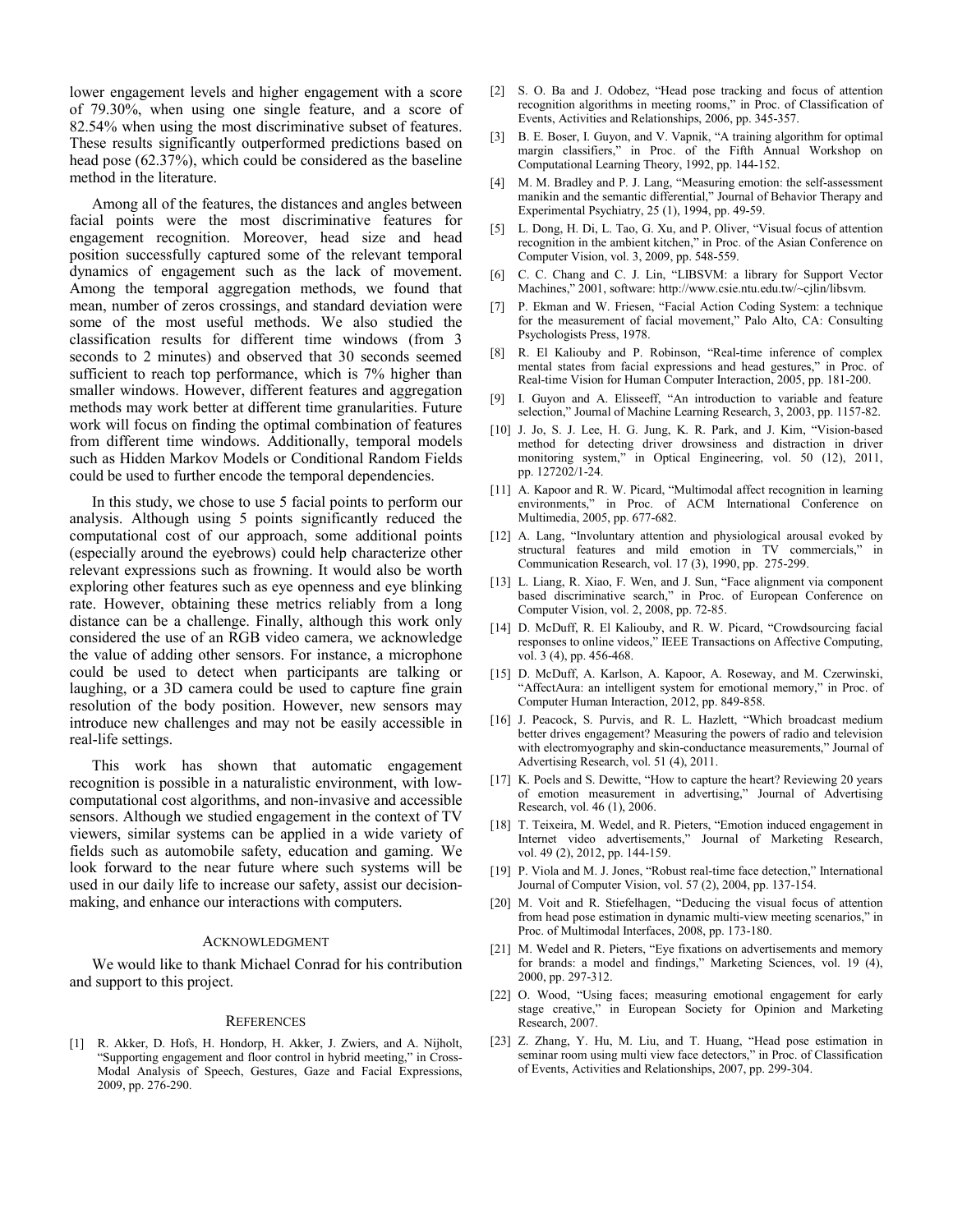lower engagement levels and higher engagement with a score of 79.30%, when using one single feature, and a score of 82.54% when using the most discriminative subset of features. These results significantly outperformed predictions based on head pose (62.37%), which could be considered as the baseline method in the literature.

Among all of the features, the distances and angles between facial points were the most discriminative features for engagement recognition. Moreover, head size and head position successfully captured some of the relevant temporal dynamics of engagement such as the lack of movement. Among the temporal aggregation methods, we found that mean, number of zeros crossings, and standard deviation were some of the most useful methods. We also studied the classification results for different time windows (from 3 seconds to 2 minutes) and observed that 30 seconds seemed sufficient to reach top performance, which is 7% higher than smaller windows. However, different features and aggregation methods may work better at different time granularities. Future work will focus on finding the optimal combination of features from different time windows. Additionally, temporal models such as Hidden Markov Models or Conditional Random Fields could be used to further encode the temporal dependencies.

In this study, we chose to use 5 facial points to perform our analysis. Although using 5 points significantly reduced the computational cost of our approach, some additional points (especially around the eyebrows) could help characterize other relevant expressions such as frowning. It would also be worth exploring other features such as eye openness and eye blinking rate. However, obtaining these metrics reliably from a long distance can be a challenge. Finally, although this work only considered the use of an RGB video camera, we acknowledge the value of adding other sensors. For instance, a microphone could be used to detect when participants are talking or laughing, or a 3D camera could be used to capture fine grain resolution of the body position. However, new sensors may introduce new challenges and may not be easily accessible in real-life settings.

This work has shown that automatic engagement recognition is possible in a naturalistic environment, with low-computational cost algorithms, and non-invasive and accessible sensors. Although we studied engagement in the context of TV viewers, similar systems can be applied in a wide variety of fields such as automobile safety, education and gaming. We look forward to the near future where such systems will be used in our daily life to increase our safety, assist our decision-making, and enhance our interactions with computers.

## Acknowledgment

We would like to thank Michael Conrad for his contribution and support to this project.

## References

[1] R. Akker, D. Hofs, H. Hondorp, H. Akker, J. Zwiers, and A. Nijholt, "Supporting engagement and floor control in hybrid meeting," in Cross-Modal Analysis of Speech, Gestures, Gaze and Facial Expressions, 2009, pp. 276-290.

[2] S. O. Ba and J. Odobez, "Head pose tracking and focus of attention recognition algorithms in meeting rooms," in Proc. of Classification of Events, Activities and Relationships, 2006, pp. 345-357.

[3] B. E. Boser, I. Guyon, and V. Vapnik, "A training algorithm for optimal margin classifiers," in Proc. of the Fifth Annual Workshop on Computational Learning Theory, 1992, pp. 144-152.

[4] M. M. Bradley and P. J. Lang, "Measuring emotion: the self-assessment manikin and the semantic differential," Journal of Behavior Therapy and Experimental Psychiatry, 25 (1), 1994, pp. 49-59.

[5] L. Dong, H. Di, L. Tao, G. Xu, and P. Oliver, "Visual focus of attention recognition in the ambient kitchen," in Proc. of the Asian Conference on Computer Vision, vol. 3, 2009, pp. 548-559.

[6] C. C. Chang and C. J. Lin, "LIBSVM: a library for Support Vector Machines," 2001, software: http://www.csie.ntu.edu.tw/~cjlin/libsvm.

[7] P. Ekman and W. Friesen, "Facial Action Coding System: a technique for the measurement of facial movement," Palo Alto, CA: Consulting Psychologists Press, 1978.

[8] R. El Kaliouby and P. Robinson, "Real-time inference of complex mental states from facial expressions and head gestures," in Proc. of Real-time Vision for Human Computer Interaction, 2005, pp. 181-200.

[9] I. Guyon and A. Elisseeff, "An introduction to variable and feature selection," Journal of Machine Learning Research, 3, 2003, pp. 1157-82.

[10] J. Jo, S. J. Lee, H. G. Jung, K. R. Park, and J. Kim, "Vision-based method for detecting driver drowsiness and distraction in driver monitoring system," in Optical Engineering, vol. 50 (12), 2011, pp. 127202/1-24.

[11] A. Kapoor and R. W. Picard, "Multimodal affect recognition in learning environments," in Proc. of ACM International Conference on Multimedia, 2005, pp. 677-682.

[12] A. Lang, "Involuntary attention and physiological arousal evoked by structural features and mild emotion in TV commercials," in Communication Research, vol. 17 (3), 1990, pp. 275-299.

[13] L. Liang, R. Xiao, F. Wen, and J. Sun, "Face alignment via component based discriminative search," in Proc. of European Conference on Computer Vision, vol. 2, 2008, pp. 72-85.

[14] D. McDuff, R. El Kaliouby, and R. W. Picard, "Crowdsourcing facial responses to online videos," IEEE Transactions on Affective Computing, vol. 3 (4), pp. 456-468.

[15] D. McDuff, A. Karlson, A. Kapoor, A. Roseway, and M. Czerwinski, "AffectAura: an intelligent system for emotional memory," in Proc. of Computer Human Interaction, 2012, pp. 849-858.

[16] J. Peacock, S. Purvis, and R. L. Hazlett, "Which broadcast medium better drives engagement? Measuring the powers of radio and television with electromyography and skin-conductance measurements," Journal of Advertising Research, vol. 51 (4), 2011.

[17] K. Poels and S. Dewitte, "How to capture the heart? Reviewing 20 years of emotion measurement in advertising," Journal of Advertising Research, vol. 46 (1), 2006.

[18] T. Teixeira, M. Wedel, and R. Pieters, "Emotion induced engagement in Internet video advertisements," Journal of Marketing Research, vol. 49 (2), 2012, pp. 144-159.

[19] P. Viola and M. J. Jones, "Robust real-time face detection," International Journal of Computer Vision, vol. 57 (2), 2004, pp. 137-154.

[20] M. Voit and R. Stiefelhagen, "Deducing the visual focus of attention from head pose estimation in dynamic multi-view meeting scenarios," in Proc. of Multimodal Interfaces, 2008, pp. 173-180.

[21] M. Wedel and R. Pieters, "Eye fixations on advertisements and memory for brands: a model and findings," Marketing Sciences, vol. 19 (4), 2000, pp. 297-312.

[22] O. Wood, "Using faces; measuring emotional engagement for early stage creative," in European Society for Opinion and Marketing Research, 2007.

[23] Z. Zhang, Y. Hu, M. Liu, and T. Huang, "Head pose estimation in seminar room using multi view face detectors," in Proc. of Classification of Events, Activities and Relationships, 2007, pp. 299-304.